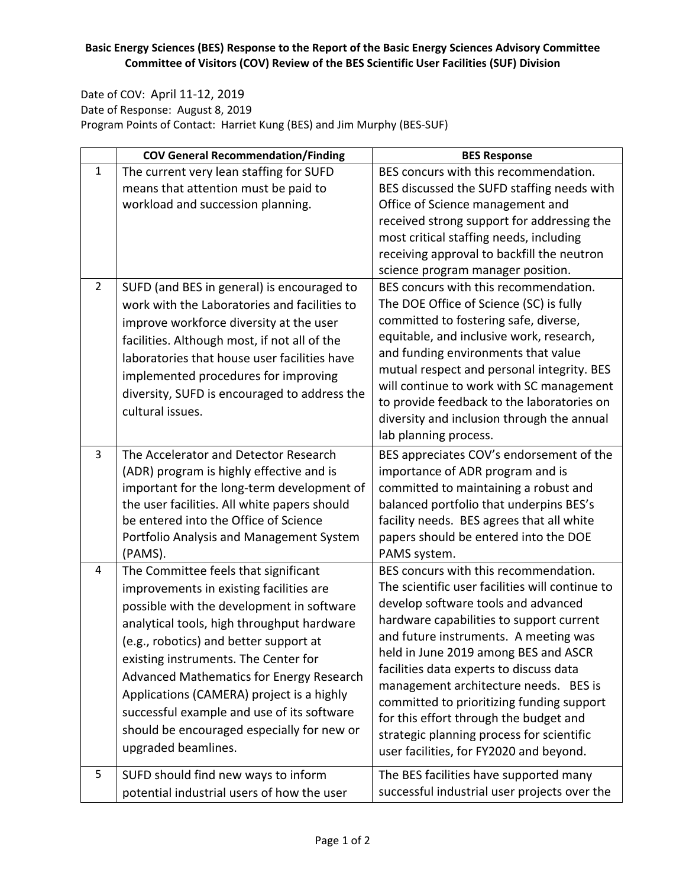**Basic Energy Sciences (BES) Response to the Report of the Basic Energy Sciences Advisory Committee Committee of Visitors (COV) Review of the BES Scientific User Facilities (SUF) Division**

Date of COV: April 11-12, 2019
Date of Response: August 8, 2019
Program Points of Contact: Harriet Kung (BES) and Jim Murphy (BES-SUF)

| | COV General Recommendation/Finding | BES Response |
|---|---|---|
| 1 | The current very lean staffing for SUFD means that attention must be paid to workload and succession planning. | BES concurs with this recommendation. BES discussed the SUFD staffing needs with Office of Science management and received strong support for addressing the most critical staffing needs, including receiving approval to backfill the neutron science program manager position. |
| 2 | SUFD (and BES in general) is encouraged to work with the Laboratories and facilities to improve workforce diversity at the user facilities. Although most, if not all of the laboratories that house user facilities have implemented procedures for improving diversity, SUFD is encouraged to address the cultural issues. | BES concurs with this recommendation. The DOE Office of Science (SC) is fully committed to fostering safe, diverse, equitable, and inclusive work, research, and funding environments that value mutual respect and personal integrity. BES will continue to work with SC management to provide feedback to the laboratories on diversity and inclusion through the annual lab planning process. |
| 3 | The Accelerator and Detector Research (ADR) program is highly effective and is important for the long-term development of the user facilities. All white papers should be entered into the Office of Science Portfolio Analysis and Management System (PAMS). | BES appreciates COV's endorsement of the importance of ADR program and is committed to maintaining a robust and balanced portfolio that underpins BES's facility needs. BES agrees that all white papers should be entered into the DOE PAMS system. |
| 4 | The Committee feels that significant improvements in existing facilities are possible with the development in software analytical tools, high throughput hardware (e.g., robotics) and better support at existing instruments. The Center for Advanced Mathematics for Energy Research Applications (CAMERA) project is a highly successful example and use of its software should be encouraged especially for new or upgraded beamlines. | BES concurs with this recommendation. The scientific user facilities will continue to develop software tools and advanced hardware capabilities to support current and future instruments. A meeting was held in June 2019 among BES and ASCR facilities data experts to discuss data management architecture needs. BES is committed to prioritizing funding support for this effort through the budget and strategic planning process for scientific user facilities, for FY2020 and beyond. |
| 5 | SUFD should find new ways to inform potential industrial users of how the user | The BES facilities have supported many successful industrial user projects over the |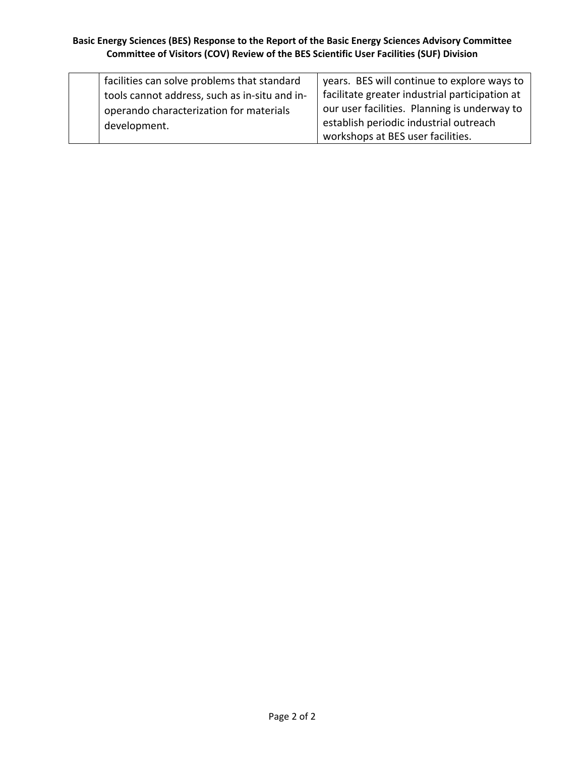| | | |
|---|---|---|
| | facilities can solve problems that standard tools cannot address, such as in-situ and in-operando characterization for materials development. | years. BES will continue to explore ways to facilitate greater industrial participation at our user facilities. Planning is underway to establish periodic industrial outreach workshops at BES user facilities. |